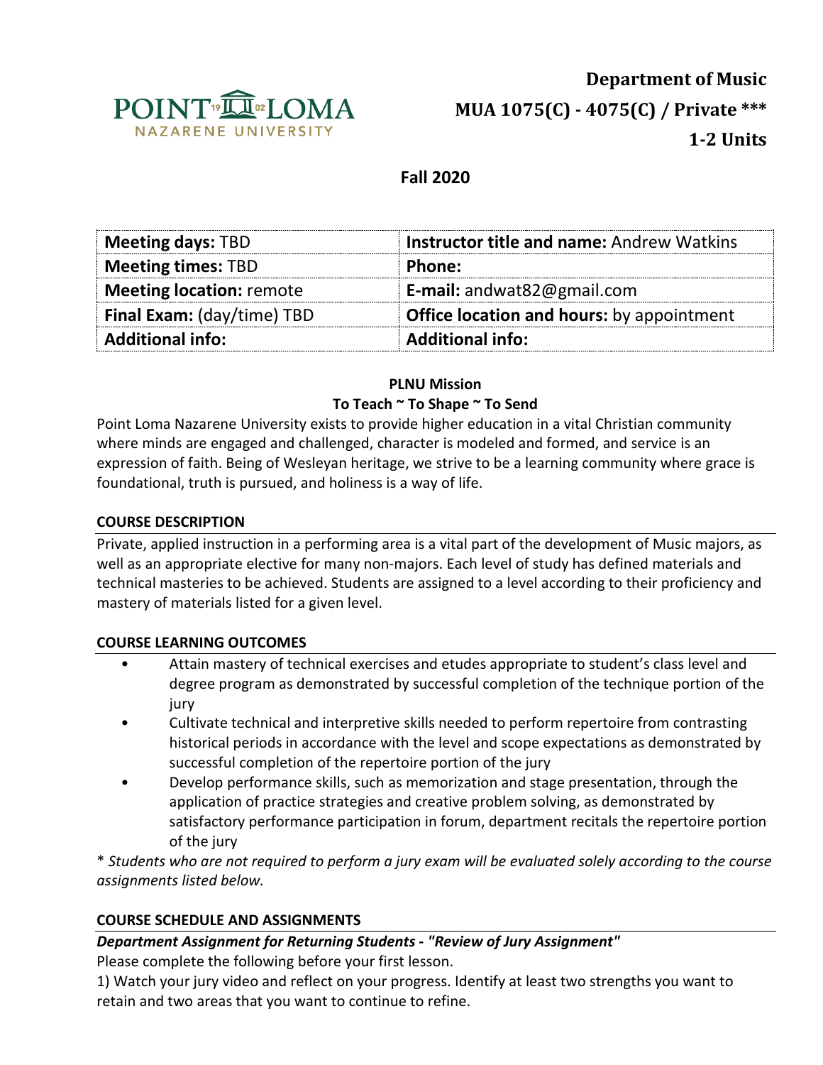**Department of Music**

**MUA 1075(C) - 4075(C) / Private *****

**1-2 Units**

**Fall 2020**

| **Meeting days:** TBD | **Instructor title and name:** Andrew Watkins |
|---|---|
| **Meeting times:** TBD | **Phone:** |
| **Meeting location:** remote | **E-mail:** andwat82@gmail.com |
| **Final Exam:** (day/time) TBD | **Office location and hours:** by appointment |
| **Additional info:** | **Additional info:** |

**PLNU Mission**

**To Teach ~ To Shape ~ To Send**

Point Loma Nazarene University exists to provide higher education in a vital Christian community where minds are engaged and challenged, character is modeled and formed, and service is an expression of faith. Being of Wesleyan heritage, we strive to be a learning community where grace is foundational, truth is pursued, and holiness is a way of life.

## COURSE DESCRIPTION

Private, applied instruction in a performing area is a vital part of the development of Music majors, as well as an appropriate elective for many non-majors. Each level of study has defined materials and technical masteries to be achieved. Students are assigned to a level according to their proficiency and mastery of materials listed for a given level.

## COURSE LEARNING OUTCOMES

- Attain mastery of technical exercises and etudes appropriate to student's class level and degree program as demonstrated by successful completion of the technique portion of the jury
- Cultivate technical and interpretive skills needed to perform repertoire from contrasting historical periods in accordance with the level and scope expectations as demonstrated by successful completion of the repertoire portion of the jury
- Develop performance skills, such as memorization and stage presentation, through the application of practice strategies and creative problem solving, as demonstrated by satisfactory performance participation in forum, department recitals the repertoire portion of the jury

\* *Students who are not required to perform a jury exam will be evaluated solely according to the course assignments listed below.*

## COURSE SCHEDULE AND ASSIGNMENTS

***Department Assignment for Returning Students - "Review of Jury Assignment"***

Please complete the following before your first lesson.

1) Watch your jury video and reflect on your progress. Identify at least two strengths you want to retain and two areas that you want to continue to refine.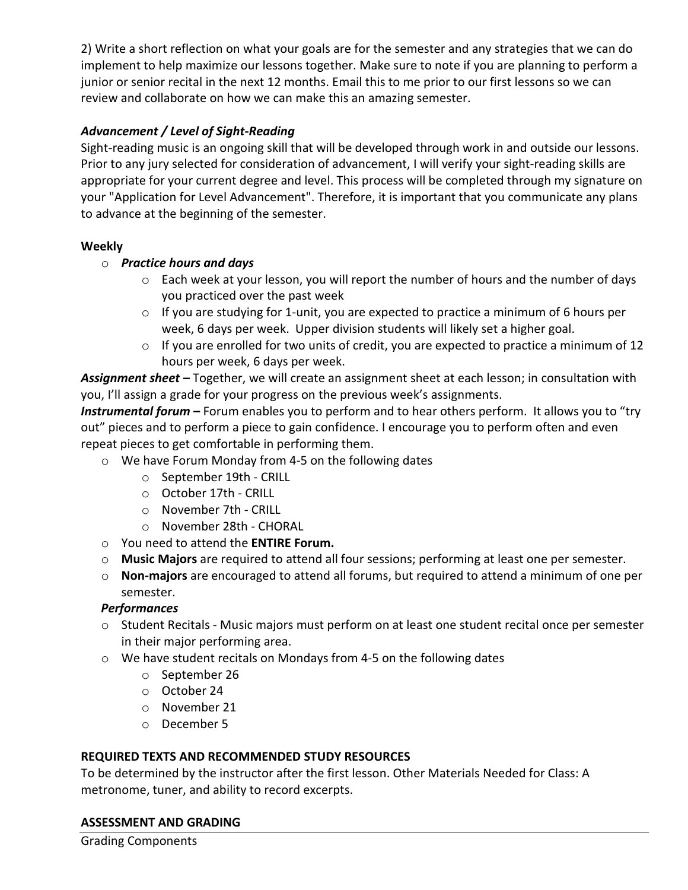2) Write a short reflection on what your goals are for the semester and any strategies that we can do implement to help maximize our lessons together. Make sure to note if you are planning to perform a junior or senior recital in the next 12 months. Email this to me prior to our first lessons so we can review and collaborate on how we can make this an amazing semester.

### *Advancement / Level of Sight-Reading*

Sight-reading music is an ongoing skill that will be developed through work in and outside our lessons. Prior to any jury selected for consideration of advancement, I will verify your sight-reading skills are appropriate for your current degree and level. This process will be completed through my signature on your "Application for Level Advancement". Therefore, it is important that you communicate any plans to advance at the beginning of the semester.

### Weekly

- ***Practice hours and days***
  - Each week at your lesson, you will report the number of hours and the number of days you practiced over the past week
  - If you are studying for 1-unit, you are expected to practice a minimum of 6 hours per week, 6 days per week. Upper division students will likely set a higher goal.
  - If you are enrolled for two units of credit, you are expected to practice a minimum of 12 hours per week, 6 days per week.

***Assignment sheet –*** Together, we will create an assignment sheet at each lesson; in consultation with you, I'll assign a grade for your progress on the previous week's assignments.

***Instrumental forum –*** Forum enables you to perform and to hear others perform. It allows you to "try out" pieces and to perform a piece to gain confidence. I encourage you to perform often and even repeat pieces to get comfortable in performing them.

- We have Forum Monday from 4-5 on the following dates
  - September 19th - CRILL
  - October 17th - CRILL
  - November 7th - CRILL
  - November 28th - CHORAL
- You need to attend the **ENTIRE Forum.**
- **Music Majors** are required to attend all four sessions; performing at least one per semester.
- **Non-majors** are encouraged to attend all forums, but required to attend a minimum of one per semester.

***Performances***

- Student Recitals - Music majors must perform on at least one student recital once per semester in their major performing area.
- We have student recitals on Mondays from 4-5 on the following dates
  - September 26
  - October 24
  - November 21
  - December 5

## REQUIRED TEXTS AND RECOMMENDED STUDY RESOURCES

To be determined by the instructor after the first lesson. Other Materials Needed for Class: A metronome, tuner, and ability to record excerpts.

## ASSESSMENT AND GRADING

Grading Components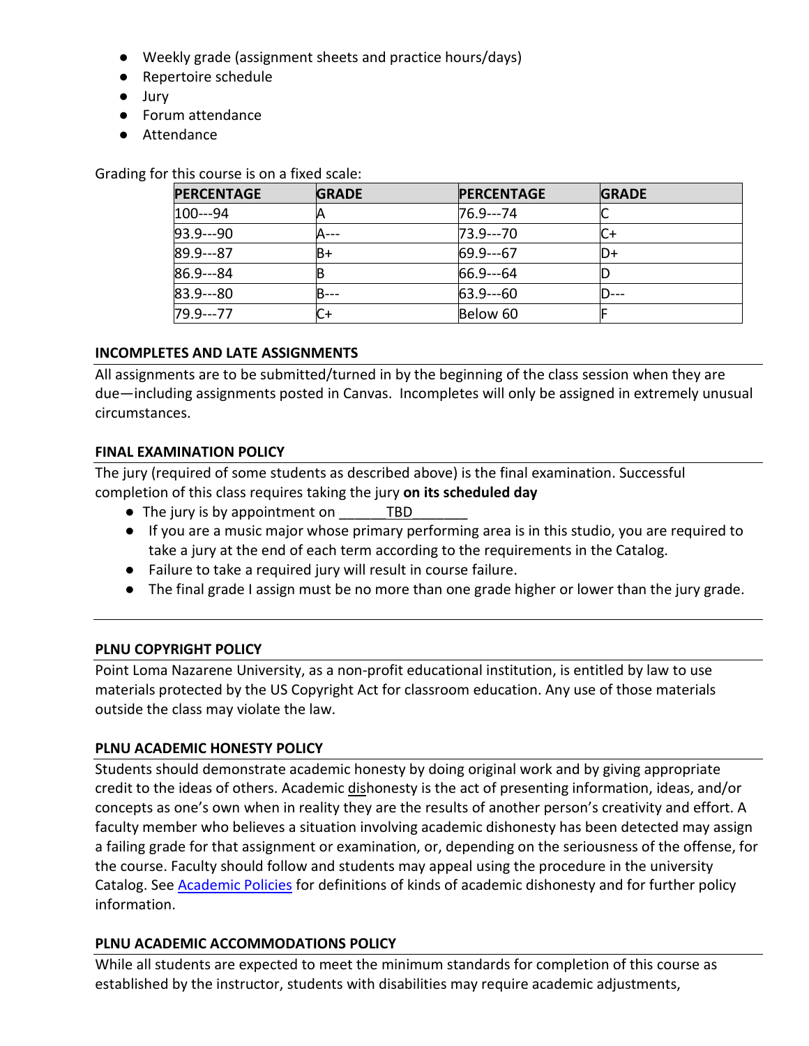- Weekly grade (assignment sheets and practice hours/days)
- Repertoire schedule
- Jury
- Forum attendance
- Attendance

Grading for this course is on a fixed scale:

| PERCENTAGE | GRADE | PERCENTAGE | GRADE |
|---|---|---|---|
| 100---94 | A | 76.9---74 | C |
| 93.9---90 | A--- | 73.9---70 | C+ |
| 89.9---87 | B+ | 69.9---67 | D+ |
| 86.9---84 | B | 66.9---64 | D |
| 83.9---80 | B--- | 63.9---60 | D--- |
| 79.9---77 | C+ | Below 60 | F |

### INCOMPLETES AND LATE ASSIGNMENTS

All assignments are to be submitted/turned in by the beginning of the class session when they are due—including assignments posted in Canvas. Incompletes will only be assigned in extremely unusual circumstances.

### FINAL EXAMINATION POLICY

The jury (required of some students as described above) is the final examination. Successful completion of this class requires taking the jury **on its scheduled day**

- The jury is by appointment on ______TBD_______
- If you are a music major whose primary performing area is in this studio, you are required to take a jury at the end of each term according to the requirements in the Catalog.
- Failure to take a required jury will result in course failure.
- The final grade I assign must be no more than one grade higher or lower than the jury grade.

---

### PLNU COPYRIGHT POLICY

Point Loma Nazarene University, as a non-profit educational institution, is entitled by law to use materials protected by the US Copyright Act for classroom education. Any use of those materials outside the class may violate the law.

### PLNU ACADEMIC HONESTY POLICY

Students should demonstrate academic honesty by doing original work and by giving appropriate credit to the ideas of others. Academic dishonesty is the act of presenting information, ideas, and/or concepts as one's own when in reality they are the results of another person's creativity and effort. A faculty member who believes a situation involving academic dishonesty has been detected may assign a failing grade for that assignment or examination, or, depending on the seriousness of the offense, for the course. Faculty should follow and students may appeal using the procedure in the university Catalog. See Academic Policies for definitions of kinds of academic dishonesty and for further policy information.

### PLNU ACADEMIC ACCOMMODATIONS POLICY

While all students are expected to meet the minimum standards for completion of this course as established by the instructor, students with disabilities may require academic adjustments,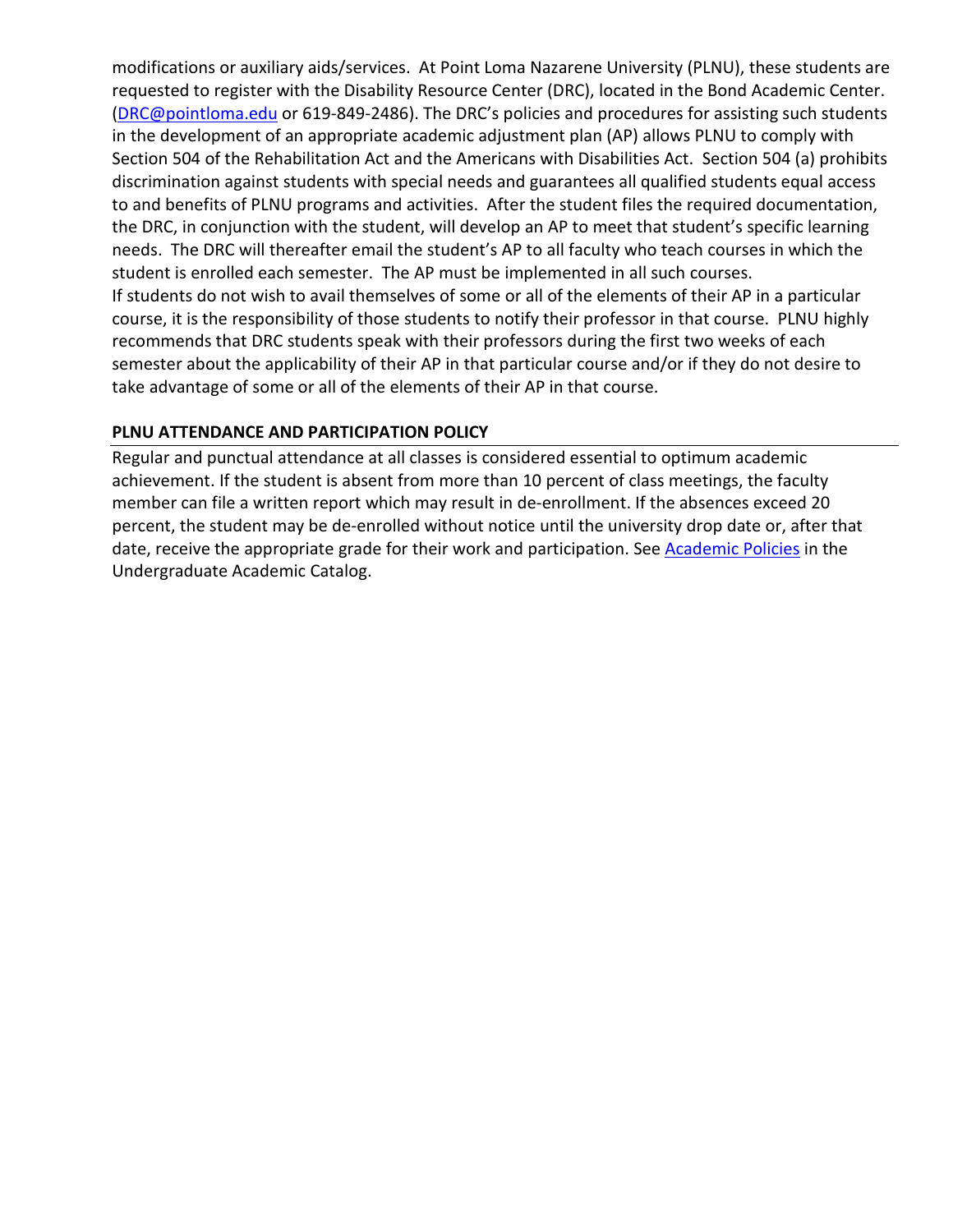modifications or auxiliary aids/services. At Point Loma Nazarene University (PLNU), these students are requested to register with the Disability Resource Center (DRC), located in the Bond Academic Center. (DRC@pointloma.edu or 619-849-2486). The DRC's policies and procedures for assisting such students in the development of an appropriate academic adjustment plan (AP) allows PLNU to comply with Section 504 of the Rehabilitation Act and the Americans with Disabilities Act. Section 504 (a) prohibits discrimination against students with special needs and guarantees all qualified students equal access to and benefits of PLNU programs and activities. After the student files the required documentation, the DRC, in conjunction with the student, will develop an AP to meet that student's specific learning needs. The DRC will thereafter email the student's AP to all faculty who teach courses in which the student is enrolled each semester. The AP must be implemented in all such courses.

If students do not wish to avail themselves of some or all of the elements of their AP in a particular course, it is the responsibility of those students to notify their professor in that course. PLNU highly recommends that DRC students speak with their professors during the first two weeks of each semester about the applicability of their AP in that particular course and/or if they do not desire to take advantage of some or all of the elements of their AP in that course.

## PLNU ATTENDANCE AND PARTICIPATION POLICY

Regular and punctual attendance at all classes is considered essential to optimum academic achievement. If the student is absent from more than 10 percent of class meetings, the faculty member can file a written report which may result in de-enrollment. If the absences exceed 20 percent, the student may be de-enrolled without notice until the university drop date or, after that date, receive the appropriate grade for their work and participation. See Academic Policies in the Undergraduate Academic Catalog.